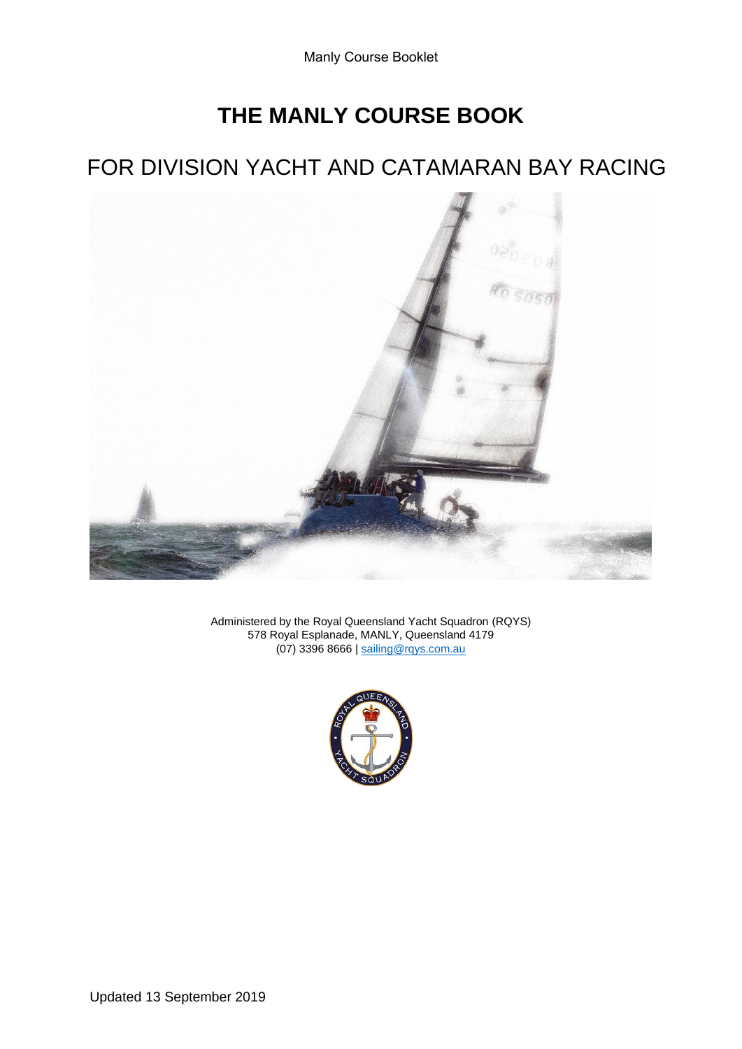# THE MANLY COURSE BOOK

## FOR DIVISION YACHT AND CATAMARAN BAY RACING

Administered by the Royal Queensland Yacht Squadron (RQYS)
578 Royal Esplanade, MANLY, Queensland 4179
(07) 3396 8666 | sailing@rqys.com.au

Updated 13 September 2019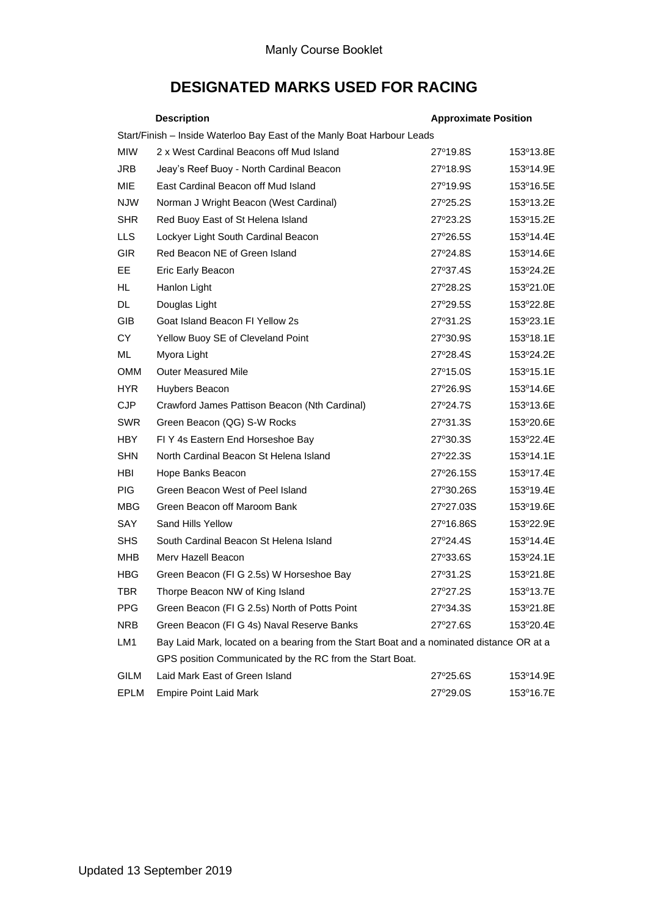# DESIGNATED MARKS USED FOR RACING

| | Description | Approximate Position | |
|---|---|---|---|
| Start/Finish – Inside Waterloo Bay East of the Manly Boat Harbour Leads | | | |
| MIW | 2 x West Cardinal Beacons off Mud Island | 27º19.8S | 153º13.8E |
| JRB | Jeay's Reef Buoy - North Cardinal Beacon | 27º18.9S | 153º14.9E |
| MIE | East Cardinal Beacon off Mud Island | 27º19.9S | 153º16.5E |
| NJW | Norman J Wright Beacon (West Cardinal) | 27º25.2S | 153º13.2E |
| SHR | Red Buoy East of St Helena Island | 27º23.2S | 153º15.2E |
| LLS | Lockyer Light South Cardinal Beacon | 27º26.5S | 153º14.4E |
| GIR | Red Beacon NE of Green Island | 27º24.8S | 153º14.6E |
| EE | Eric Early Beacon | 27º37.4S | 153º24.2E |
| HL | Hanlon Light | 27º28.2S | 153º21.0E |
| DL | Douglas Light | 27º29.5S | 153º22.8E |
| GIB | Goat Island Beacon Fl Yellow 2s | 27º31.2S | 153º23.1E |
| CY | Yellow Buoy SE of Cleveland Point | 27º30.9S | 153º18.1E |
| ML | Myora Light | 27º28.4S | 153º24.2E |
| OMM | Outer Measured Mile | 27º15.0S | 153º15.1E |
| HYR | Huybers Beacon | 27º26.9S | 153º14.6E |
| CJP | Crawford James Pattison Beacon (Nth Cardinal) | 27º24.7S | 153º13.6E |
| SWR | Green Beacon (QG) S-W Rocks | 27º31.3S | 153º20.6E |
| HBY | Fl Y 4s Eastern End Horseshoe Bay | 27º30.3S | 153º22.4E |
| SHN | North Cardinal Beacon St Helena Island | 27º22.3S | 153º14.1E |
| HBI | Hope Banks Beacon | 27º26.15S | 153º17.4E |
| PIG | Green Beacon West of Peel Island | 27º30.26S | 153º19.4E |
| MBG | Green Beacon off Maroom Bank | 27º27.03S | 153º19.6E |
| SAY | Sand Hills Yellow | 27º16.86S | 153º22.9E |
| SHS | South Cardinal Beacon St Helena Island | 27º24.4S | 153º14.4E |
| MHB | Merv Hazell Beacon | 27º33.6S | 153º24.1E |
| HBG | Green Beacon (Fl G 2.5s) W Horseshoe Bay | 27º31.2S | 153º21.8E |
| TBR | Thorpe Beacon NW of King Island | 27º27.2S | 153º13.7E |
| PPG | Green Beacon (Fl G 2.5s) North of Potts Point | 27º34.3S | 153º21.8E |
| NRB | Green Beacon (Fl G 4s) Naval Reserve Banks | 27º27.6S | 153º20.4E |
| LM1 | Bay Laid Mark, located on a bearing from the Start Boat and a nominated distance OR at a GPS position Communicated by the RC from the Start Boat. | | |
| GILM | Laid Mark East of Green Island | 27º25.6S | 153º14.9E |
| EPLM | Empire Point Laid Mark | 27º29.0S | 153º16.7E |

Updated 13 September 2019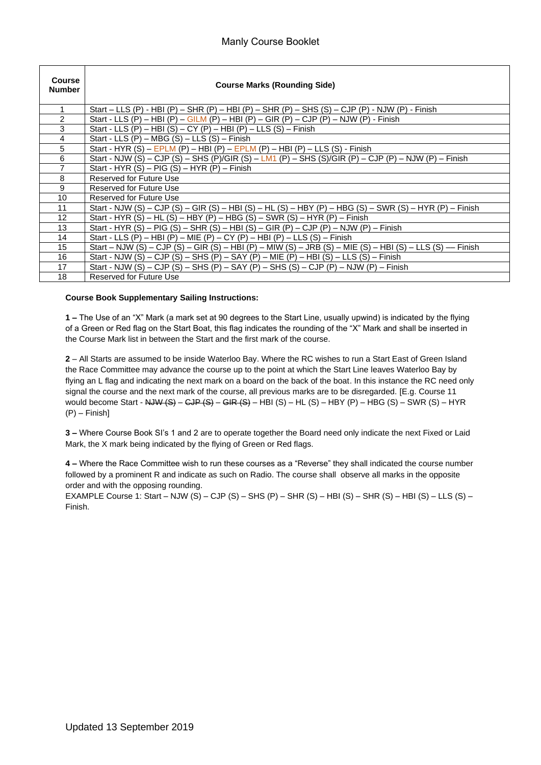| Course Number | Course Marks (Rounding Side) |
|---|---|
| 1 | Start – LLS (P) - HBI (P) – SHR (P) – HBI (P) – SHR (P) – SHS (S) – CJP (P) - NJW (P) - Finish |
| 2 | Start - LLS (P) – HBI (P) – GILM (P) – HBI (P) – GIR (P) – CJP (P) – NJW (P) - Finish |
| 3 | Start - LLS (P) – HBI (S) – CY (P) – HBI (P) – LLS (S) – Finish |
| 4 | Start - LLS (P) – MBG (S) – LLS (S) – Finish |
| 5 | Start - HYR (S) – EPLM (P) – HBI (P) – EPLM (P) – HBI (P) – LLS (S) - Finish |
| 6 | Start - NJW (S) – CJP (S) – SHS (P)/GIR (S) – LM1 (P) – SHS (S)/GIR (P) – CJP (P) – NJW (P) – Finish |
| 7 | Start - HYR (S) – PIG (S) – HYR (P) – Finish |
| 8 | Reserved for Future Use |
| 9 | Reserved for Future Use |
| 10 | Reserved for Future Use |
| 11 | Start - NJW (S) – CJP (S) – GIR (S) – HBI (S) – HL (S) – HBY (P) – HBG (S) – SWR (S) – HYR (P) – Finish |
| 12 | Start - HYR (S) – HL (S) – HBY (P) – HBG (S) – SWR (S) – HYR (P) – Finish |
| 13 | Start - HYR (S) – PIG (S) – SHR (S) – HBI (S) – GIR (P) – CJP (P) – NJW (P) – Finish |
| 14 | Start - LLS (P) – HBI (P) – MIE (P) – CY (P) – HBI (P) – LLS (S) – Finish |
| 15 | Start – NJW (S) – CJP (S) – GIR (S) – HBI (P) – MIW (S) – JRB (S) – MIE (S) – HBI (S) – LLS (S) — Finish |
| 16 | Start - NJW (S) – CJP (S) – SHS (P) – SAY (P) – MIE (P) – HBI (S) – LLS (S) – Finish |
| 17 | Start - NJW (S) – CJP (S) – SHS (P) – SAY (P) – SHS (S) – CJP (P) – NJW (P) – Finish |
| 18 | Reserved for Future Use |

**Course Book Supplementary Sailing Instructions:**

**1 –** The Use of an "X" Mark (a mark set at 90 degrees to the Start Line, usually upwind) is indicated by the flying of a Green or Red flag on the Start Boat, this flag indicates the rounding of the "X" Mark and shall be inserted in the Course Mark list in between the Start and the first mark of the course.

**2** – All Starts are assumed to be inside Waterloo Bay. Where the RC wishes to run a Start East of Green Island the Race Committee may advance the course up to the point at which the Start Line leaves Waterloo Bay by flying an L flag and indicating the next mark on a board on the back of the boat. In this instance the RC need only signal the course and the next mark of the course, all previous marks are to be disregarded. [E.g. Course 11 would become Start - ~~NJW (S)~~ – ~~CJP (S)~~ – ~~GIR (S)~~ – HBI (S) – HL (S) – HBY (P) – HBG (S) – SWR (S) – HYR (P) – Finish]

**3 –** Where Course Book SI's 1 and 2 are to operate together the Board need only indicate the next Fixed or Laid Mark, the X mark being indicated by the flying of Green or Red flags.

**4 –** Where the Race Committee wish to run these courses as a "Reverse" they shall indicated the course number followed by a prominent R and indicate as such on Radio. The course shall observe all marks in the opposite order and with the opposing rounding.
EXAMPLE Course 1: Start – NJW (S) – CJP (S) – SHS (P) – SHR (S) – HBI (S) – SHR (S) – HBI (S) – LLS (S) – Finish.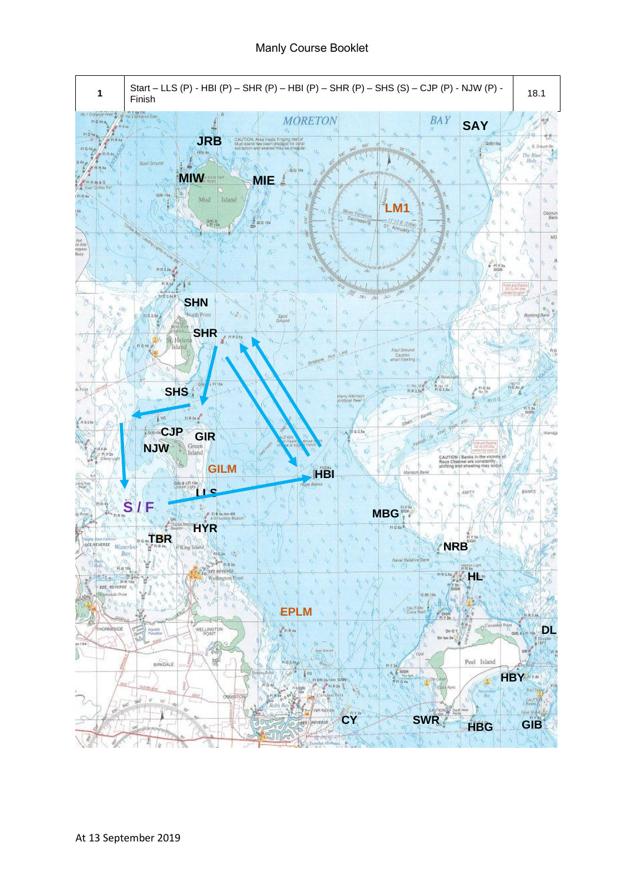| 1 | Start – LLS (P) - HBI (P) – SHR (P) – HBI (P) – SHR (P) – SHS (S) – CJP (P) - NJW (P) - Finish | 18.1 |
|---|---|---|

At 13 September 2019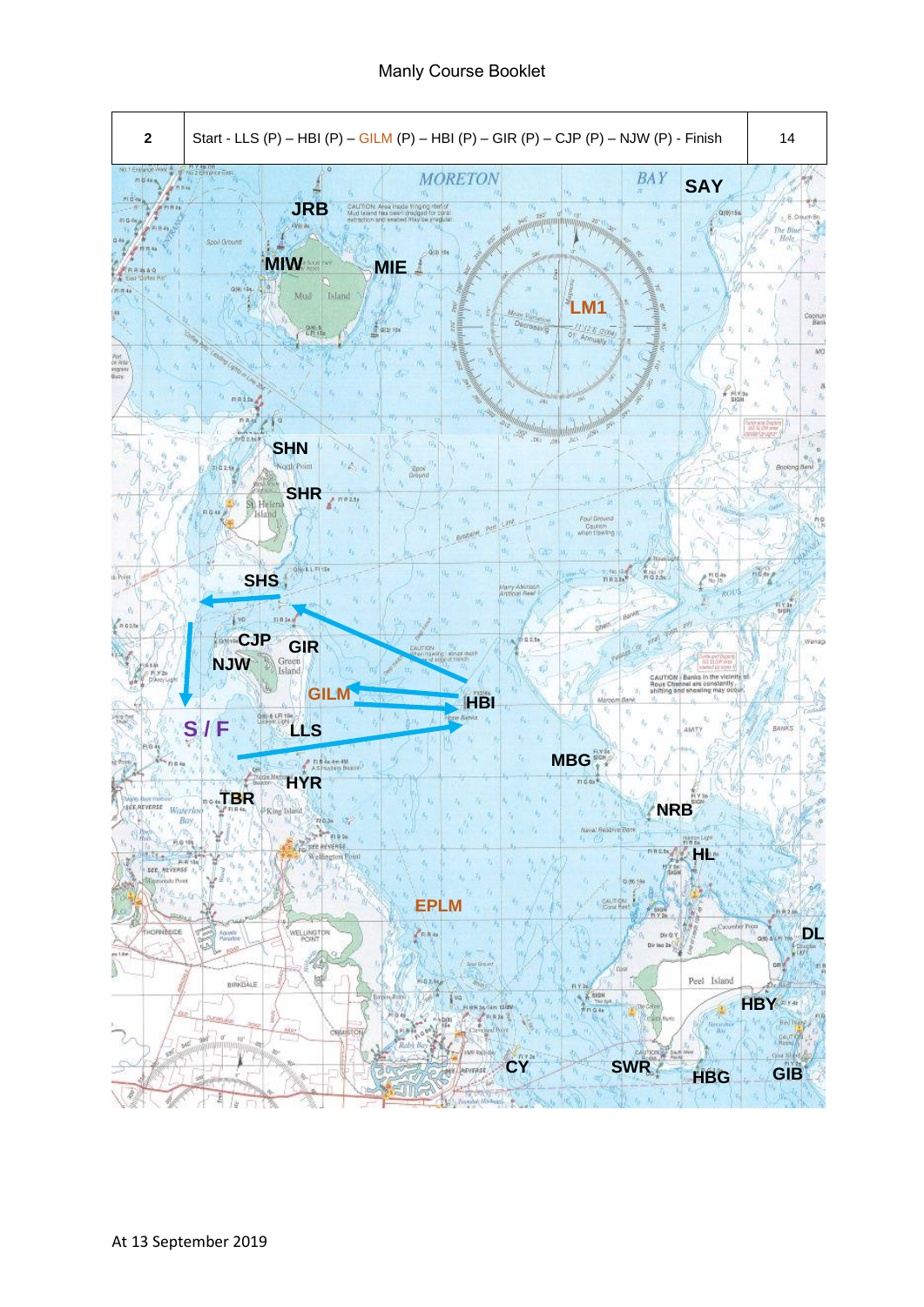| 2 | Start - LLS (P) – HBI (P) – GILM (P) – HBI (P) – GIR (P) – CJP (P) – NJW (P) - Finish | 14 |
| --- | --- | --- |

At 13 September 2019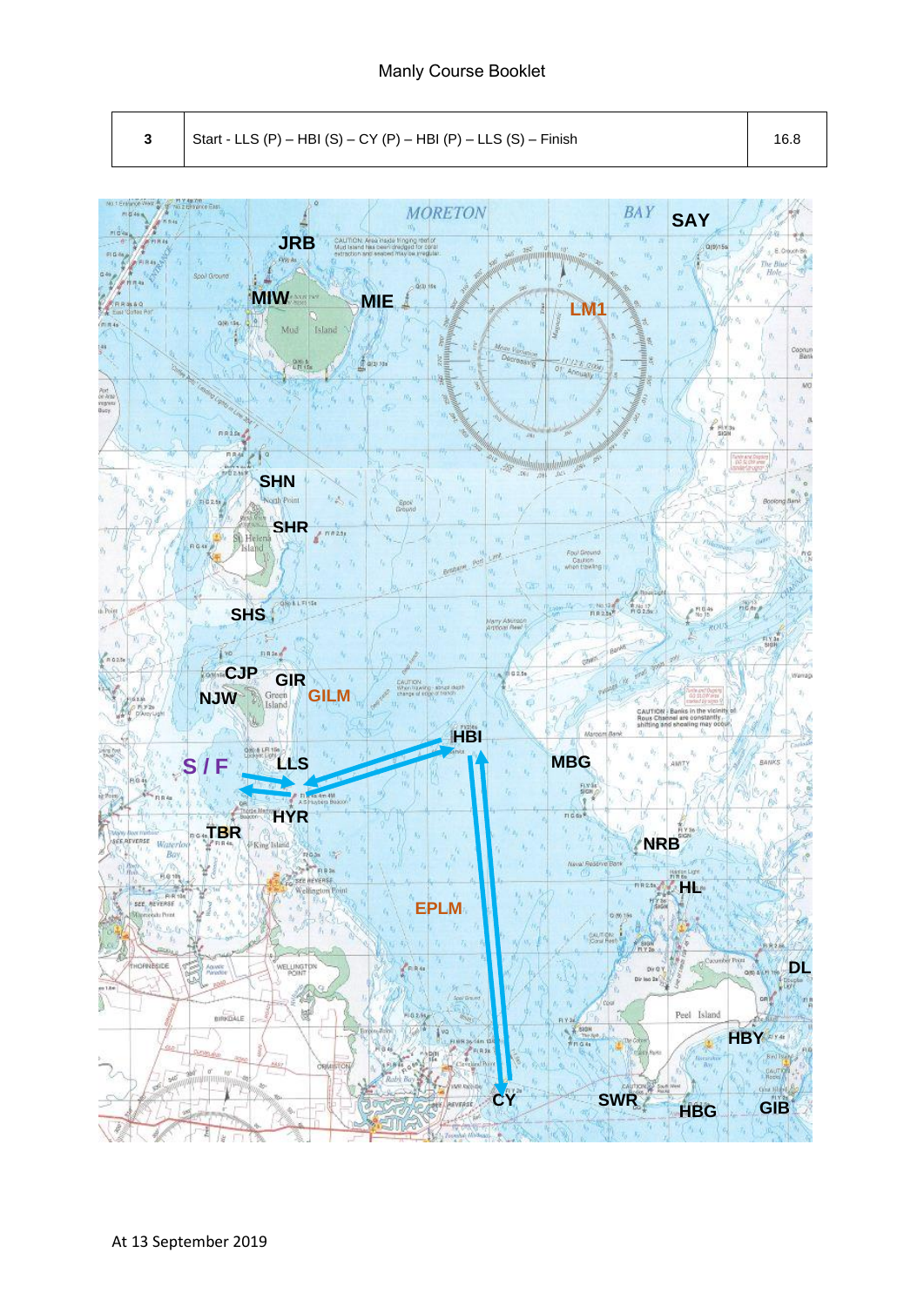| 3 | Start - LLS (P) – HBI (S) – CY (P) – HBI (P) – LLS (S) – Finish | 16.8 |
| --- | --- | --- |

At 13 September 2019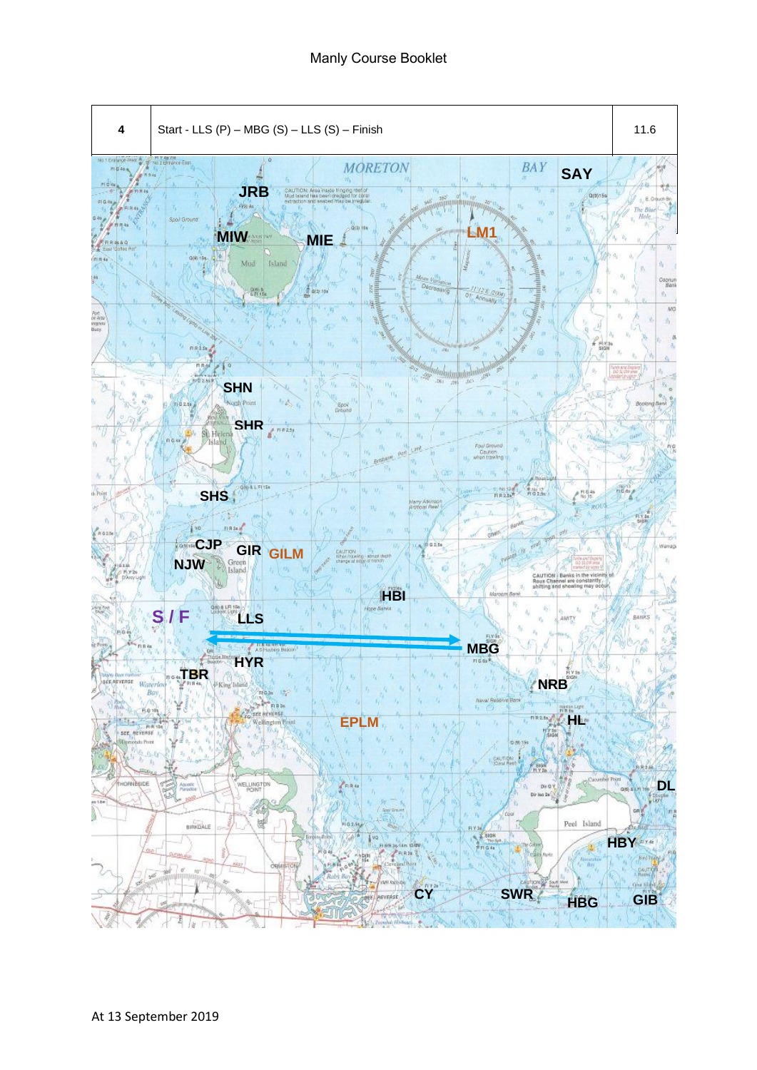| 4 | Start - LLS (P) – MBG (S) – LLS (S) – Finish | 11.6 |
| --- | --- | --- |

At 13 September 2019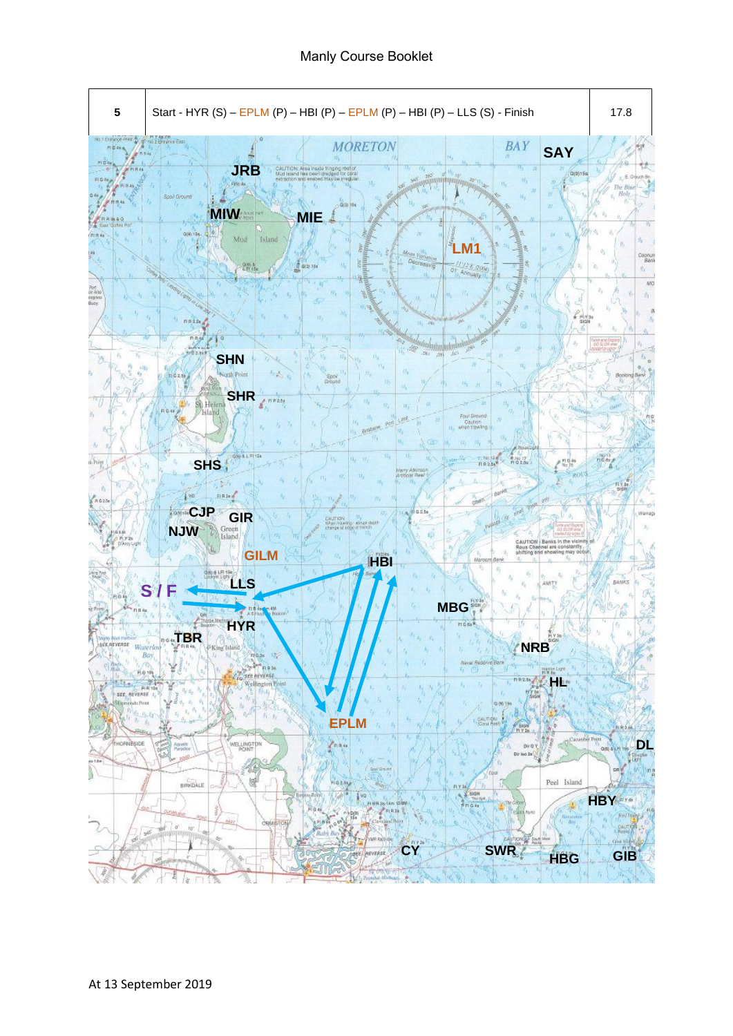| 5 | Start - HYR (S) – EPLM (P) – HBI (P) – EPLM (P) – HBI (P) – LLS (S) - Finish | 17.8 |
|---|---|---|

At 13 September 2019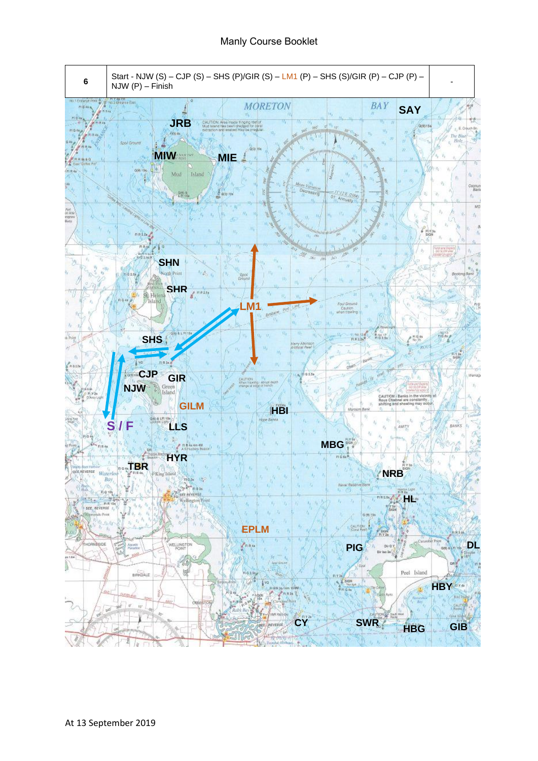| 6 | Start - NJW (S) – CJP (S) – SHS (P)/GIR (S) – LM1 (P) – SHS (S)/GIR (P) – CJP (P) – NJW (P) – Finish | - |
|---|---|---|

At 13 September 2019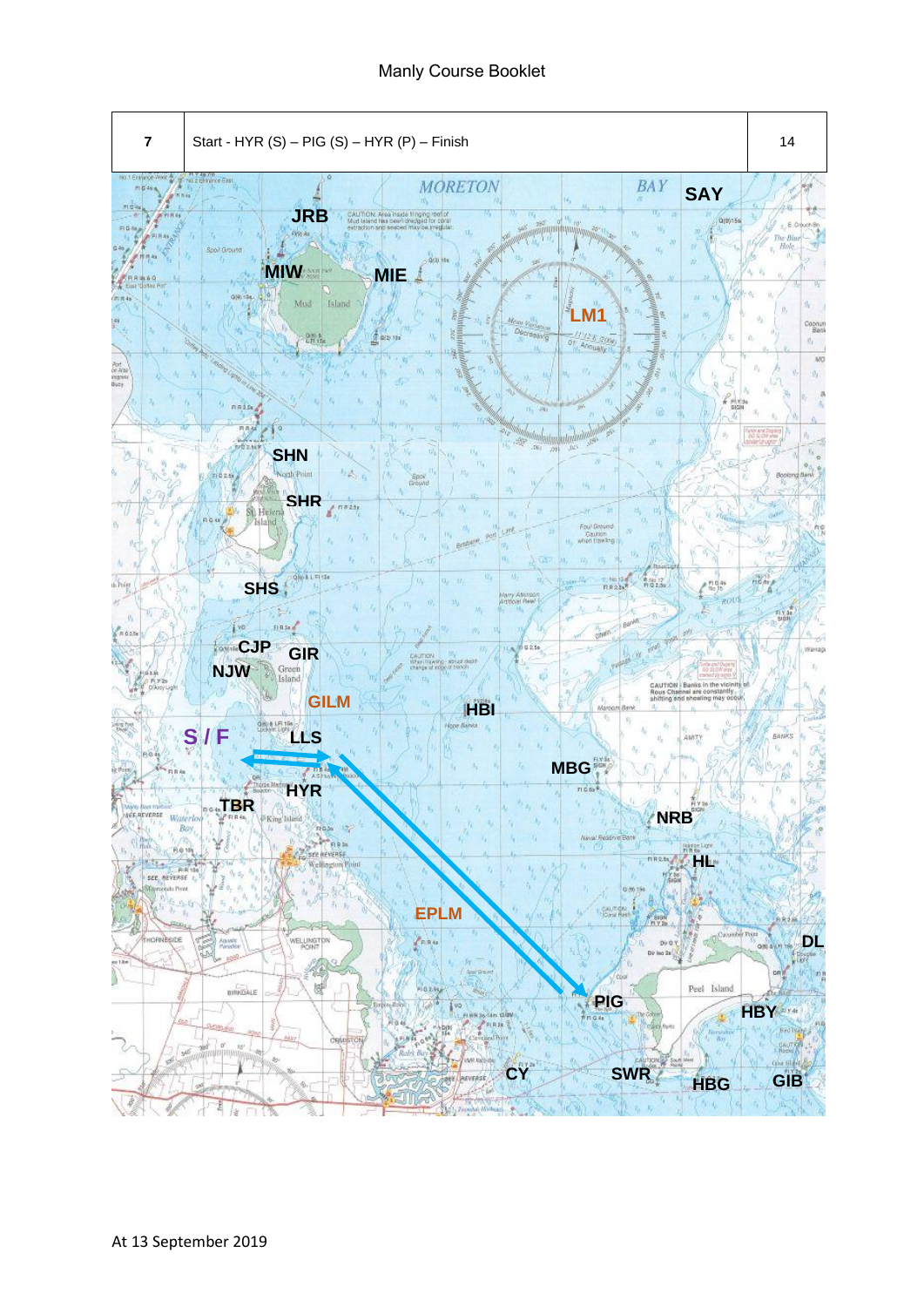| 7 | Start - HYR (S) – PIG (S) – HYR (P) – Finish | 14 |
|---|---|---|

JRB

MIW

MIE

SAY

LM1

SHN

SHR

SHS

CJP

GIR

NJW

GILM

HBI

S / F

LLS

MBG

HYR

TBR

NRB

HL

EPLM

DL

PIG

HBY

CY

SWR

HBG

GIB

At 13 September 2019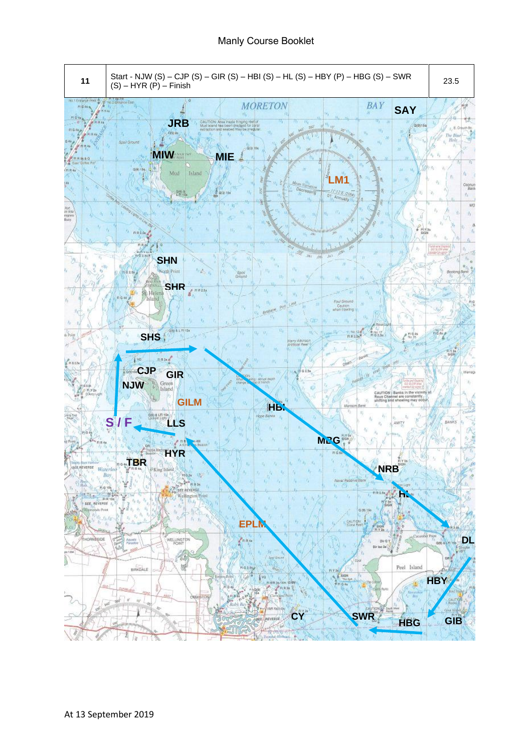| 11 | Start - NJW (S) – CJP (S) – GIR (S) – HBI (S) – HL (S) – HBY (P) – HBG (S) – SWR (S) – HYR (P) – Finish | 23.5 |
|---|---|---|

At 13 September 2019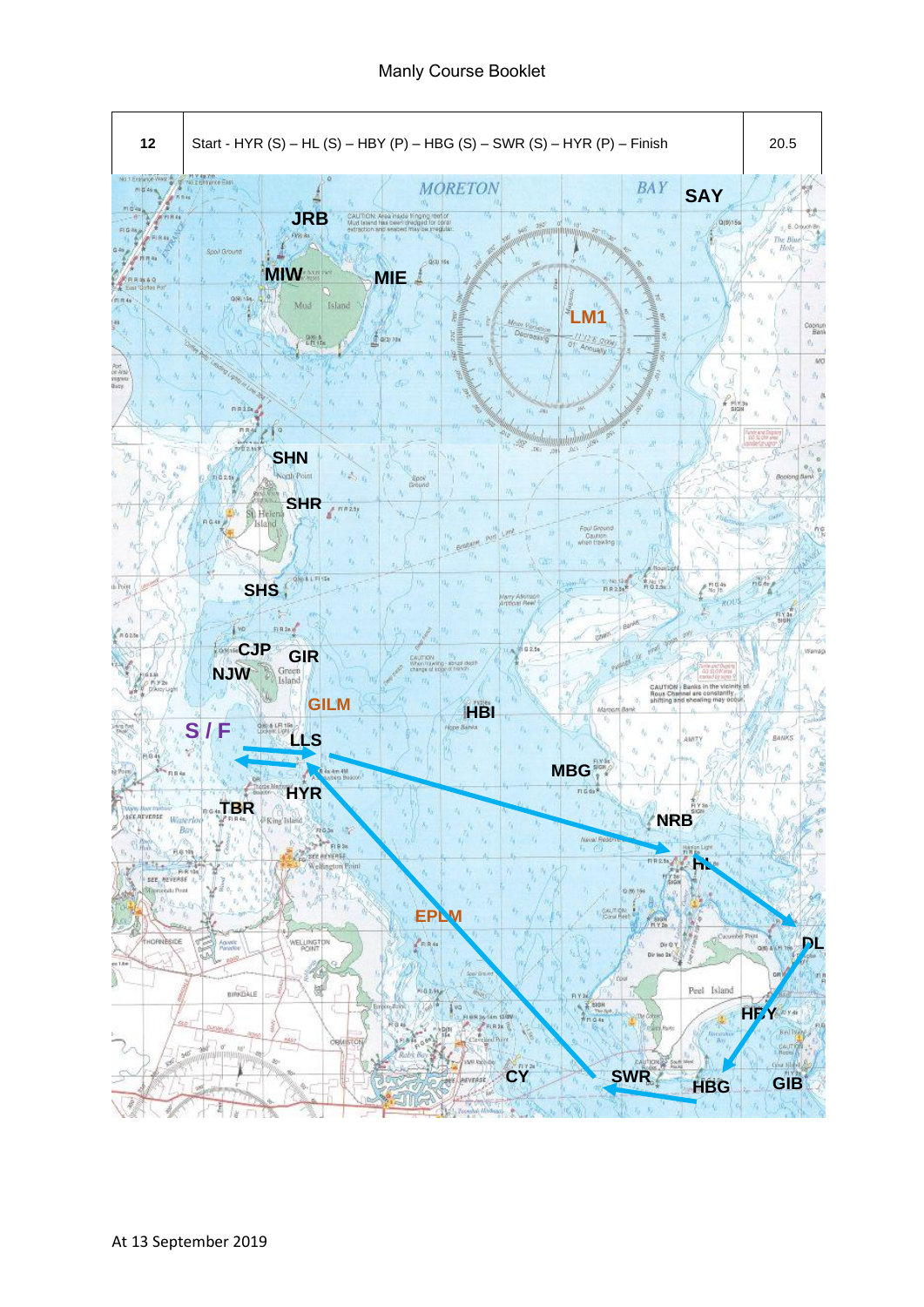| 12 | Start - HYR (S) – HL (S) – HBY (P) – HBG (S) – SWR (S) – HYR (P) – Finish | 20.5 |
| --- | --- | --- |

At 13 September 2019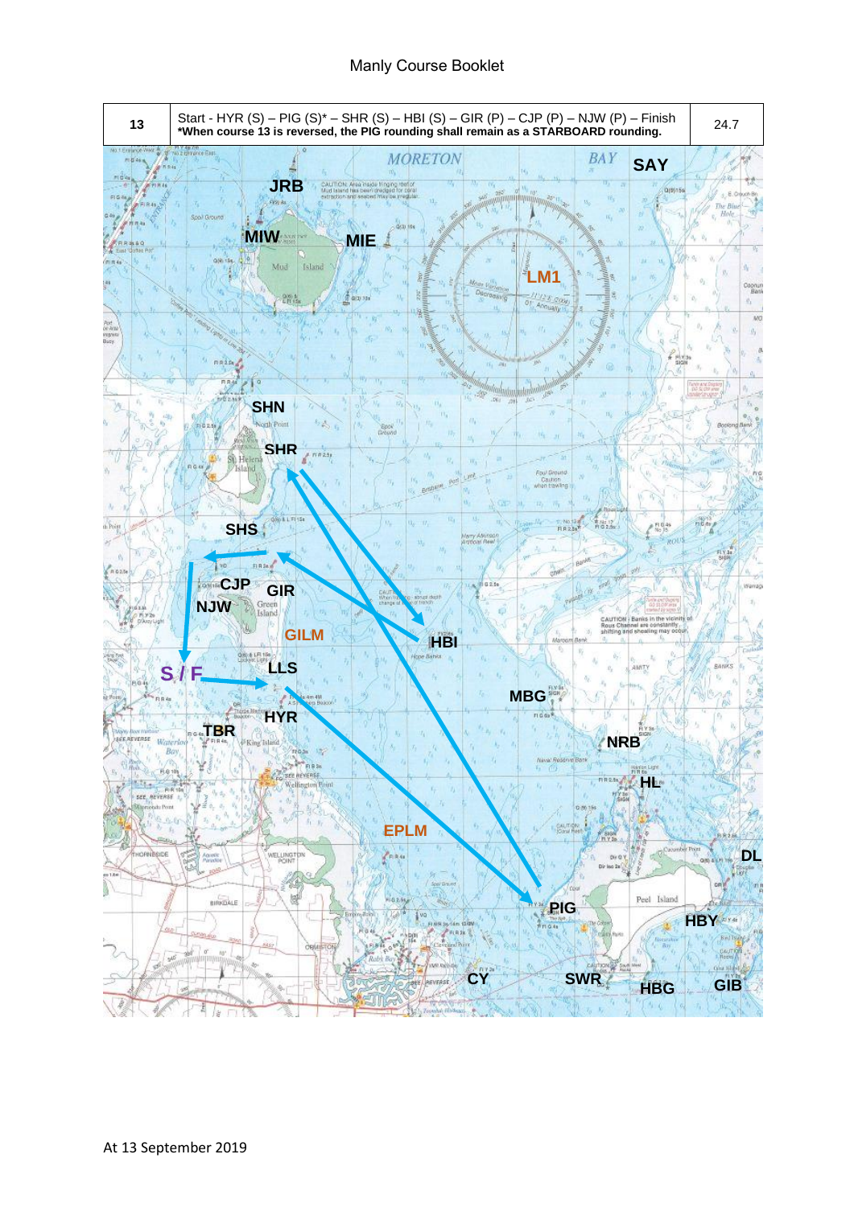| 13 | Start - HYR (S) – PIG (S)* – SHR (S) – HBI (S) – GIR (P) – CJP (P) – NJW (P) – Finish **\*When course 13 is reversed, the PIG rounding shall remain as a STARBOARD rounding.** | 24.7 |
|---|---|---|

At 13 September 2019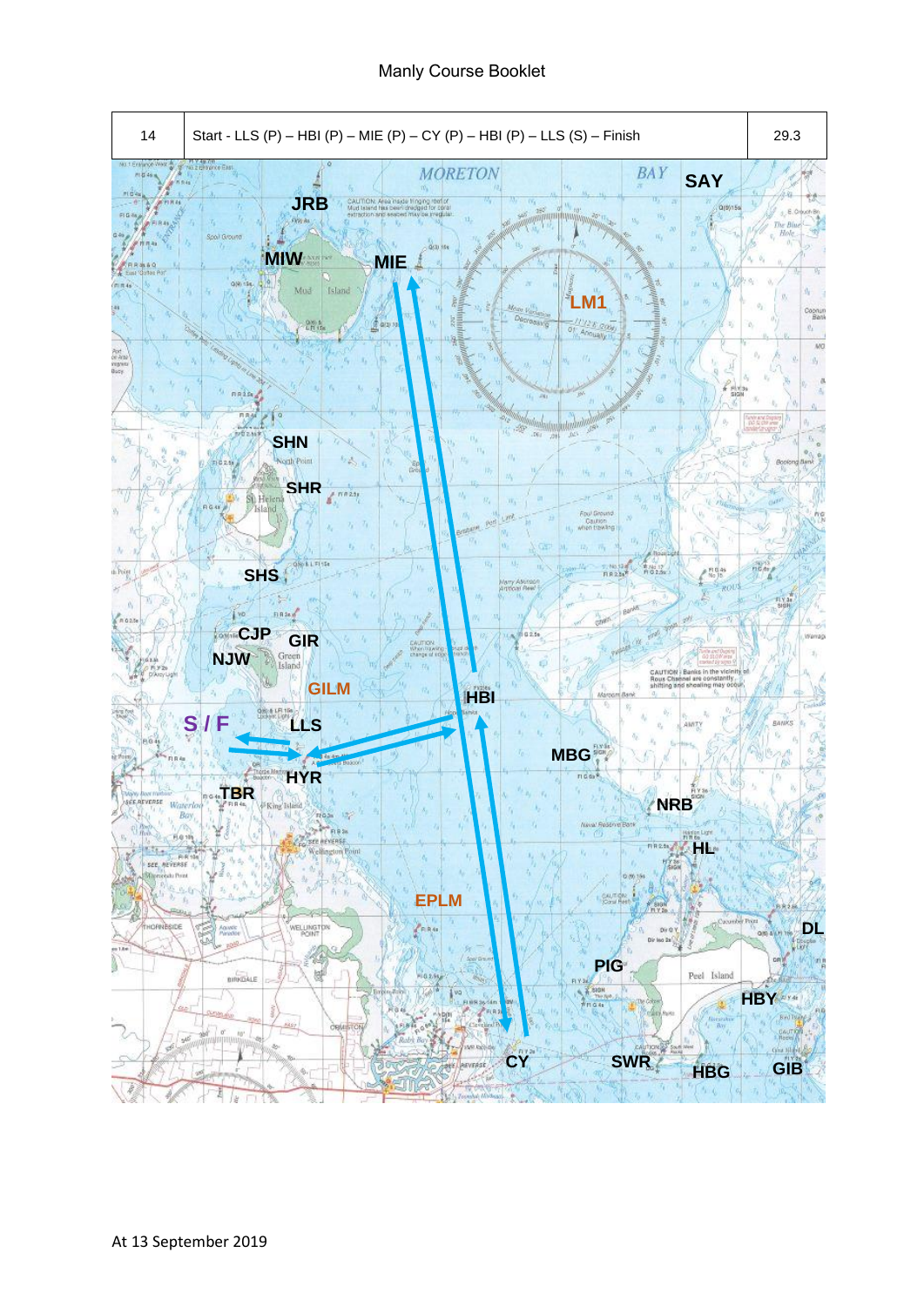| 14 | Start - LLS (P) – HBI (P) – MIE (P) – CY (P) – HBI (P) – LLS (S) – Finish | 29.3 |
|---|---|---|

At 13 September 2019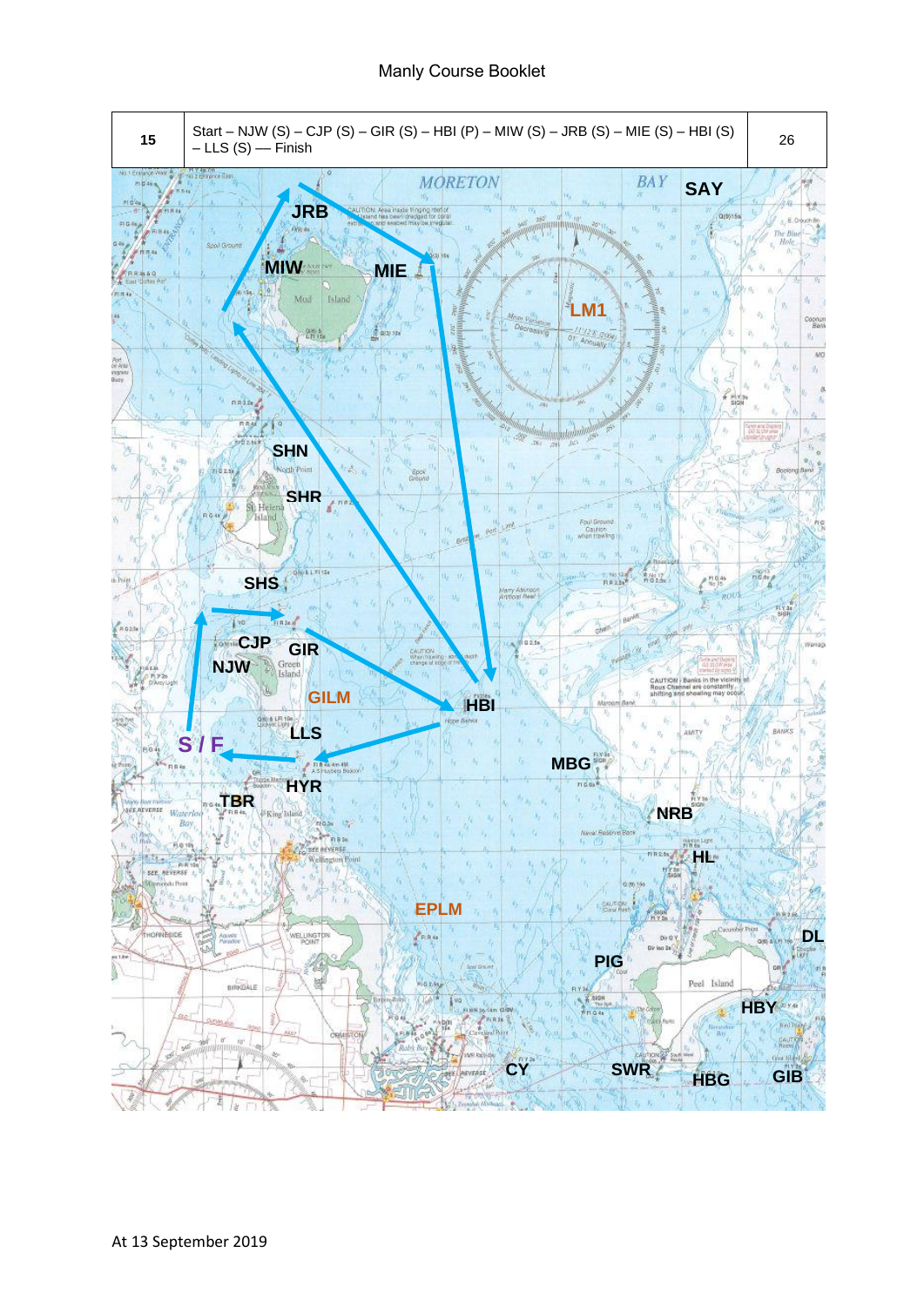| 15 | Start – NJW (S) – CJP (S) – GIR (S) – HBI (P) – MIW (S) – JRB (S) – MIE (S) – HBI (S) – LLS (S) — Finish | 26 |
| --- | --- | --- |

At 13 September 2019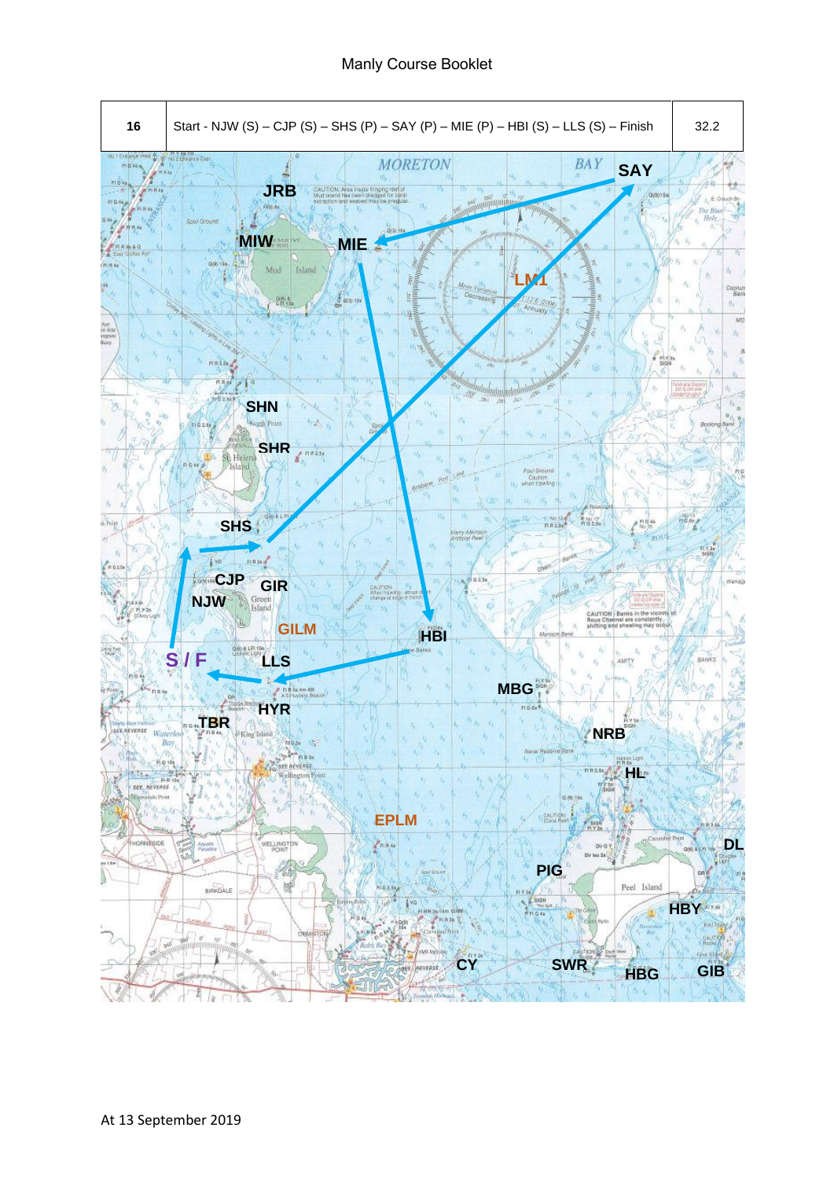| 16 | Start - NJW (S) – CJP (S) – SHS (P) – SAY (P) – MIE (P) – HBI (S) – LLS (S) – Finish | 32.2 |
|---|---|---|

At 13 September 2019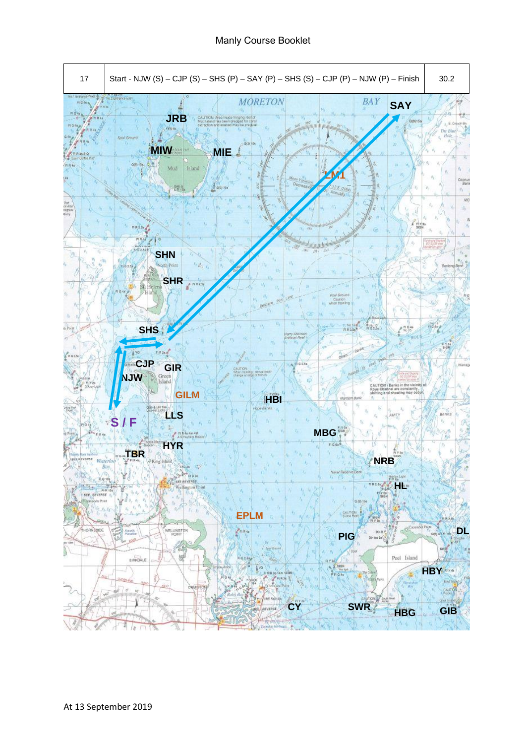| 17 | Start - NJW (S) – CJP (S) – SHS (P) – SAY (P) – SHS (S) – CJP (P) – NJW (P) – Finish | 30.2 |
| --- | --- | --- |

At 13 September 2019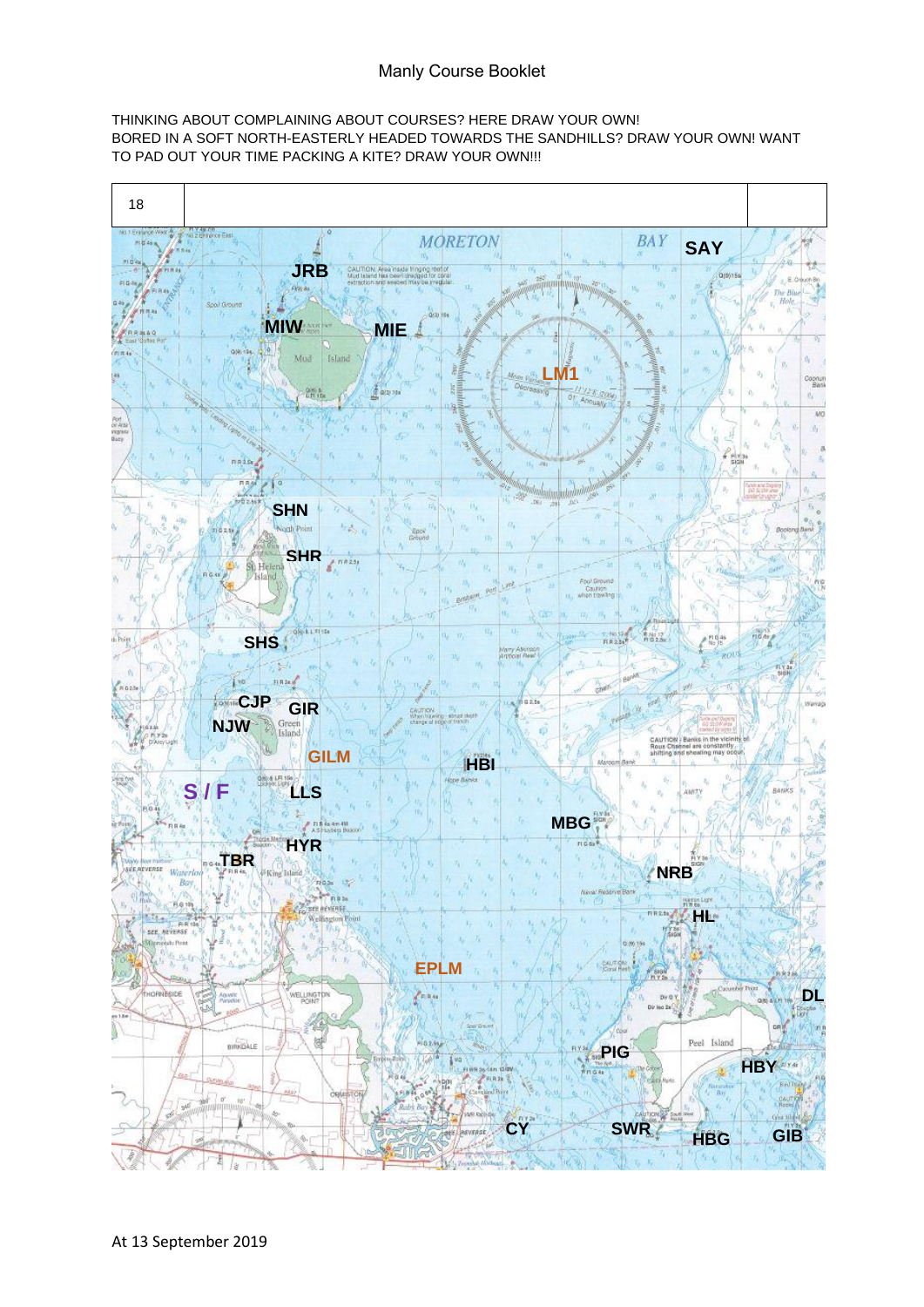THINKING ABOUT COMPLAINING ABOUT COURSES? HERE DRAW YOUR OWN!
BORED IN A SOFT NORTH-EASTERLY HEADED TOWARDS THE SANDHILLS? DRAW YOUR OWN! WANT TO PAD OUT YOUR TIME PACKING A KITE? DRAW YOUR OWN!!!

| | | |
|---|---|---|
| 18 | | |

MORETON BAY

SAY

JRB

MIW

MIE

LM1

SHN

SHR

SHS

CJP

GIR

NJW

GILM

HBI

S / F

LLS

MBG

HYR

TBR

NRB

HL

EPLM

DL

PIG

HBY

CY

SWR

HBG

GIB